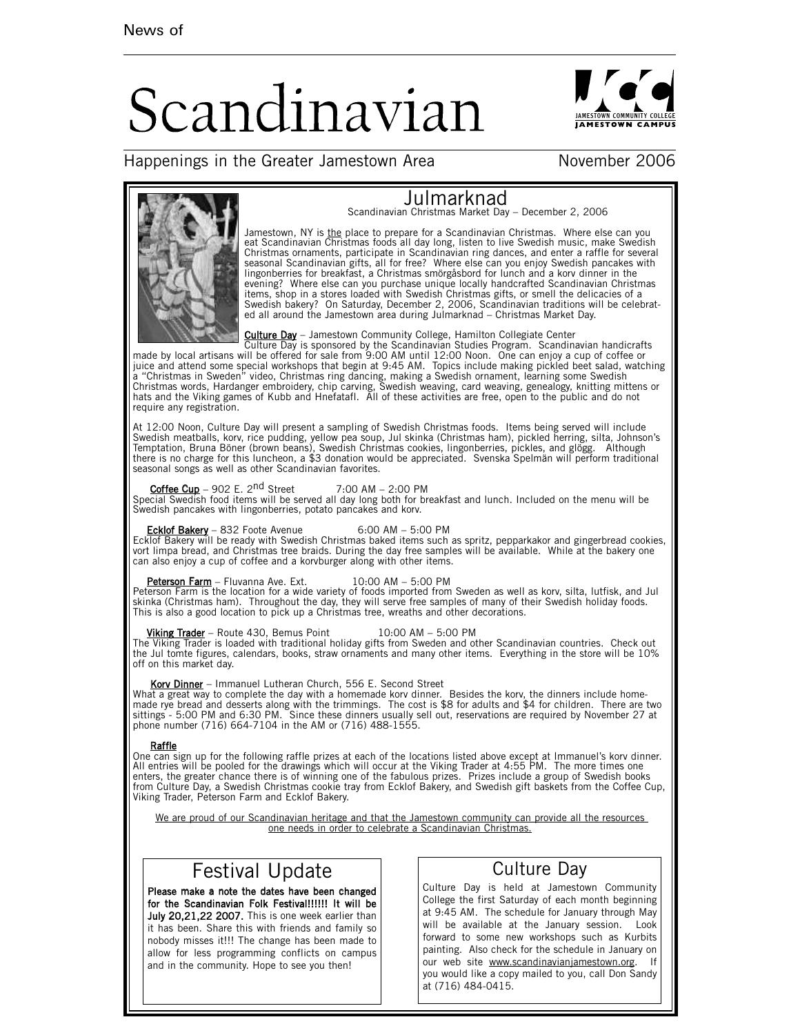News of

# Scandinavian

Happenings in the Greater Jamestown Area

November 2006

## Julmarknad

Scandinavian Christmas Market Day – December 2, 2006

Jamestown, NY is the place to prepare for a Scandinavian Christmas. Where else can you eat Scandinavian Christmas foods all day long, listen to live Swedish music, make Swedish Christmas ornaments, participate in Scandinavian ring dances, and enter a raffle for several seasonal Scandinavian gifts, all for free? Where else can you enjoy Swedish pancakes with lingonberries for breakfast, a Christmas smörgåsbord for lunch and a korv dinner in the evening? Where else can you purchase unique locally handcrafted Scandinavian Christmas items, shop in a stores loaded with Swedish Christmas gifts, or smell the delicacies of a Swedish bakery? On Saturday, December 2, 2006, Scandinavian traditions will be celebrated all around the Jamestown area during Julmarknad – Christmas Market Day.

**Culture Day** – Jamestown Community College, Hamilton Collegiate Center
Culture Day is sponsored by the Scandinavian Studies Program. Scandinavian handicrafts made by local artisans will be offered for sale from 9:00 AM until 12:00 Noon. One can enjoy a cup of coffee or juice and attend some special workshops that begin at 9:45 AM. Topics include making pickled beet salad, watching a "Christmas in Sweden" video, Christmas ring dancing, making a Swedish ornament, learning some Swedish Christmas words, Hardanger embroidery, chip carving, Swedish weaving, card weaving, genealogy, knitting mittens or hats and the Viking games of Kubb and Hnefatafl. All of these activities are free, open to the public and do not require any registration.

At 12:00 Noon, Culture Day will present a sampling of Swedish Christmas foods. Items being served will include Swedish meatballs, korv, rice pudding, yellow pea soup, Jul skinka (Christmas ham), pickled herring, silta, Johnson's Temptation, Bruna Böner (brown beans), Swedish Christmas cookies, lingonberries, pickles, and glögg. Although there is no charge for this luncheon, a $3 donation would be appreciated. Svenska Spelmän will perform traditional seasonal songs as well as other Scandinavian favorites.

**Coffee Cup** – 902 E. 2nd Street 7:00 AM – 2:00 PM
Special Swedish food items will be served all day long both for breakfast and lunch. Included on the menu will be Swedish pancakes with lingonberries, potato pancakes and korv.

**Ecklof Bakery** – 832 Foote Avenue 6:00 AM – 5:00 PM
Ecklof Bakery will be ready with Swedish Christmas baked items such as spritz, pepparkakor and gingerbread cookies, vort limpa bread, and Christmas tree braids. During the day free samples will be available. While at the bakery one can also enjoy a cup of coffee and a korvburger along with other items.

**Peterson Farm** – Fluvanna Ave. Ext. 10:00 AM – 5:00 PM
Peterson Farm is the location for a wide variety of foods imported from Sweden as well as korv, silta, lutfisk, and Jul skinka (Christmas ham). Throughout the day, they will serve free samples of many of their Swedish holiday foods. This is also a good location to pick up a Christmas tree, wreaths and other decorations.

**Viking Trader** – Route 430, Bemus Point 10:00 AM – 5:00 PM
The Viking Trader is loaded with traditional holiday gifts from Sweden and other Scandinavian countries. Check out the Jul tomte figures, calendars, books, straw ornaments and many other items. Everything in the store will be 10% off on this market day.

**Korv Dinner** – Immanuel Lutheran Church, 556 E. Second Street
What a great way to complete the day with a homemade korv dinner. Besides the korv, the dinners include homemade rye bread and desserts along with the trimmings. The cost is $8 for adults and $4 for children. There are two sittings - 5:00 PM and 6:30 PM. Since these dinners usually sell out, reservations are required by November 27 at phone number (716) 664-7104 in the AM or (716) 488-1555.

**Raffle**
One can sign up for the following raffle prizes at each of the locations listed above except at Immanuel's korv dinner. All entries will be pooled for the drawings which will occur at the Viking Trader at 4:55 PM. The more times one enters, the greater chance there is of winning one of the fabulous prizes. Prizes include a group of Swedish books from Culture Day, a Swedish Christmas cookie tray from Ecklof Bakery, and Swedish gift baskets from the Coffee Cup, Viking Trader, Peterson Farm and Ecklof Bakery.

We are proud of our Scandinavian heritage and that the Jamestown community can provide all the resources one needs in order to celebrate a Scandinavian Christmas.

## Festival Update

**Please make a note the dates have been changed for the Scandinavian Folk Festival!!!!!! It will be July 20,21,22 2007.** This is one week earlier than it has been. Share this with friends and family so nobody misses it!!! The change has been made to allow for less programming conflicts on campus and in the community. Hope to see you then!

## Culture Day

Culture Day is held at Jamestown Community College the first Saturday of each month beginning at 9:45 AM. The schedule for January through May will be available at the January session. Look forward to some new workshops such as Kurbits painting. Also check for the schedule in January on our web site www.scandinavianjamestown.org. If you would like a copy mailed to you, call Don Sandy at (716) 484-0415.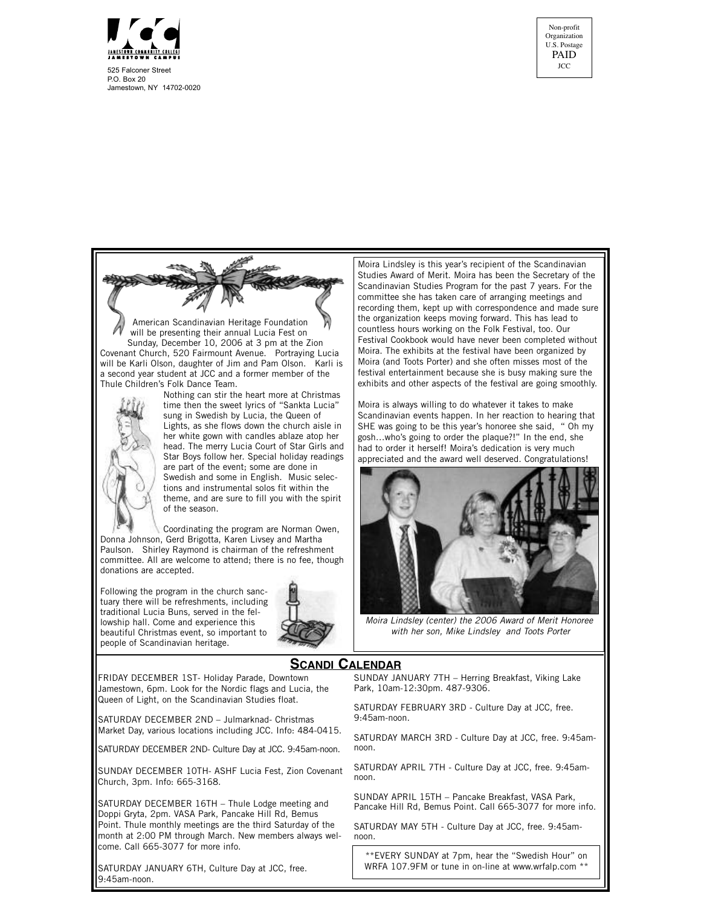JAMESTOWN COMMUNITY COLLEGE
JAMESTOWN CAMPUS

525 Falconer Street
P.O. Box 20
Jamestown, NY 14702-0020

Non-profit
Organization
U.S. Postage
PAID
JCC

American Scandinavian Heritage Foundation will be presenting their annual Lucia Fest on Sunday, December 10, 2006 at 3 pm at the Zion Covenant Church, 520 Fairmount Avenue. Portraying Lucia will be Karli Olson, daughter of Jim and Pam Olson. Karli is a second year student at JCC and a former member of the Thule Children's Folk Dance Team.

Nothing can stir the heart more at Christmas time then the sweet lyrics of "Sankta Lucia" sung in Swedish by Lucia, the Queen of Lights, as she flows down the church aisle in her white gown with candles ablaze atop her head. The merry Lucia Court of Star Girls and Star Boys follow her. Special holiday readings are part of the event; some are done in Swedish and some in English. Music selections and instrumental solos fit within the theme, and are sure to fill you with the spirit of the season.

Coordinating the program are Norman Owen, Donna Johnson, Gerd Brigotta, Karen Livsey and Martha Paulson. Shirley Raymond is chairman of the refreshment committee. All are welcome to attend; there is no fee, though donations are accepted.

Following the program in the church sanctuary there will be refreshments, including traditional Lucia Buns, served in the fellowship hall. Come and experience this beautiful Christmas event, so important to people of Scandinavian heritage.

Moira Lindsley is this year's recipient of the Scandinavian Studies Award of Merit. Moira has been the Secretary of the Scandinavian Studies Program for the past 7 years. For the committee she has taken care of arranging meetings and recording them, kept up with correspondence and made sure the organization keeps moving forward. This has lead to countless hours working on the Folk Festival, too. Our Festival Cookbook would have never been completed without Moira. The exhibits at the festival have been organized by Moira (and Toots Porter) and she often misses most of the festival entertainment because she is busy making sure the exhibits and other aspects of the festival are going smoothly.

Moira is always willing to do whatever it takes to make Scandinavian events happen. In her reaction to hearing that SHE was going to be this year's honoree she said, " Oh my gosh...who's going to order the plaque?!" In the end, she had to order it herself! Moira's dedication is very much appreciated and the award well deserved. Congratulations!

*Moira Lindsley (center) the 2006 Award of Merit Honoree with her son, Mike Lindsley and Toots Porter*

## SCANDI CALENDAR

FRIDAY DECEMBER 1ST- Holiday Parade, Downtown Jamestown, 6pm. Look for the Nordic flags and Lucia, the Queen of Light, on the Scandinavian Studies float.

SATURDAY DECEMBER 2ND – Julmarknad- Christmas Market Day, various locations including JCC. Info: 484-0415.

SATURDAY DECEMBER 2ND- Culture Day at JCC. 9:45am-noon.

SUNDAY DECEMBER 10TH- ASHF Lucia Fest, Zion Covenant Church, 3pm. Info: 665-3168.

SATURDAY DECEMBER 16TH – Thule Lodge meeting and Doppi Gryta, 2pm. VASA Park, Pancake Hill Rd, Bemus Point. Thule monthly meetings are the third Saturday of the month at 2:00 PM through March. New members always welcome. Call 665-3077 for more info.

SATURDAY JANUARY 6TH, Culture Day at JCC, free. 9:45am-noon.

SUNDAY JANUARY 7TH – Herring Breakfast, Viking Lake Park, 10am-12:30pm. 487-9306.

SATURDAY FEBRUARY 3RD - Culture Day at JCC, free. 9:45am-noon.

SATURDAY MARCH 3RD - Culture Day at JCC, free. 9:45am-noon.

SATURDAY APRIL 7TH - Culture Day at JCC, free. 9:45am-noon.

SUNDAY APRIL 15TH – Pancake Breakfast, VASA Park, Pancake Hill Rd, Bemus Point. Call 665-3077 for more info.

SATURDAY MAY 5TH - Culture Day at JCC, free. 9:45am-noon.

**EVERY SUNDAY at 7pm, hear the "Swedish Hour" on WRFA 107.9FM or tune in on-line at www.wrfalp.com **